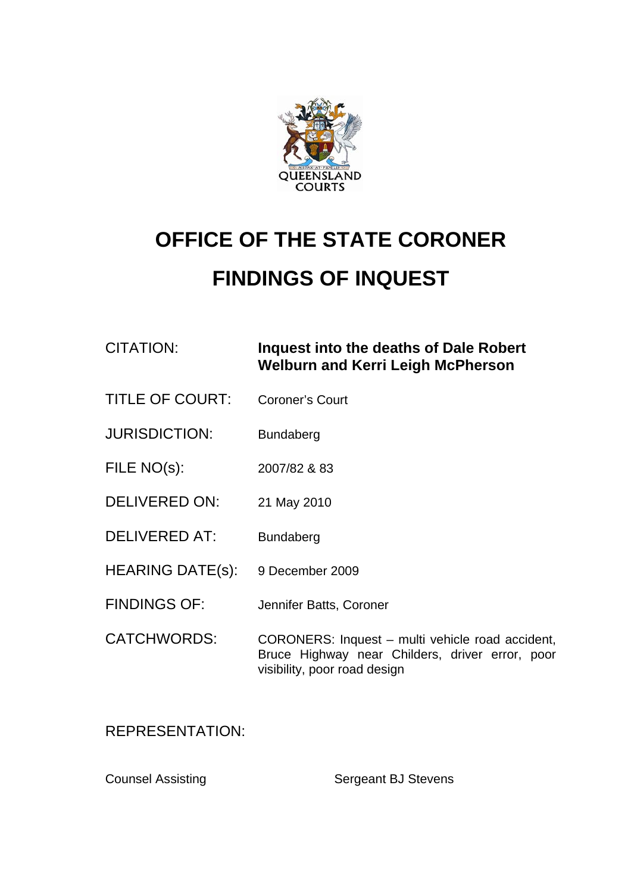QUEENSLAND COURTS

# OFFICE OF THE STATE CORONER

# FINDINGS OF INQUEST

| | |
|---|---|
| CITATION: | **Inquest into the deaths of Dale Robert Welburn and Kerri Leigh McPherson** |
| TITLE OF COURT: | Coroner's Court |
| JURISDICTION: | Bundaberg |
| FILE NO(s): | 2007/82 & 83 |
| DELIVERED ON: | 21 May 2010 |
| DELIVERED AT: | Bundaberg |
| HEARING DATE(s): | 9 December 2009 |
| FINDINGS OF: | Jennifer Batts, Coroner |
| CATCHWORDS: | CORONERS: Inquest – multi vehicle road accident, Bruce Highway near Childers, driver error, poor visibility, poor road design |

REPRESENTATION:

| | |
|---|---|
| Counsel Assisting | Sergeant BJ Stevens |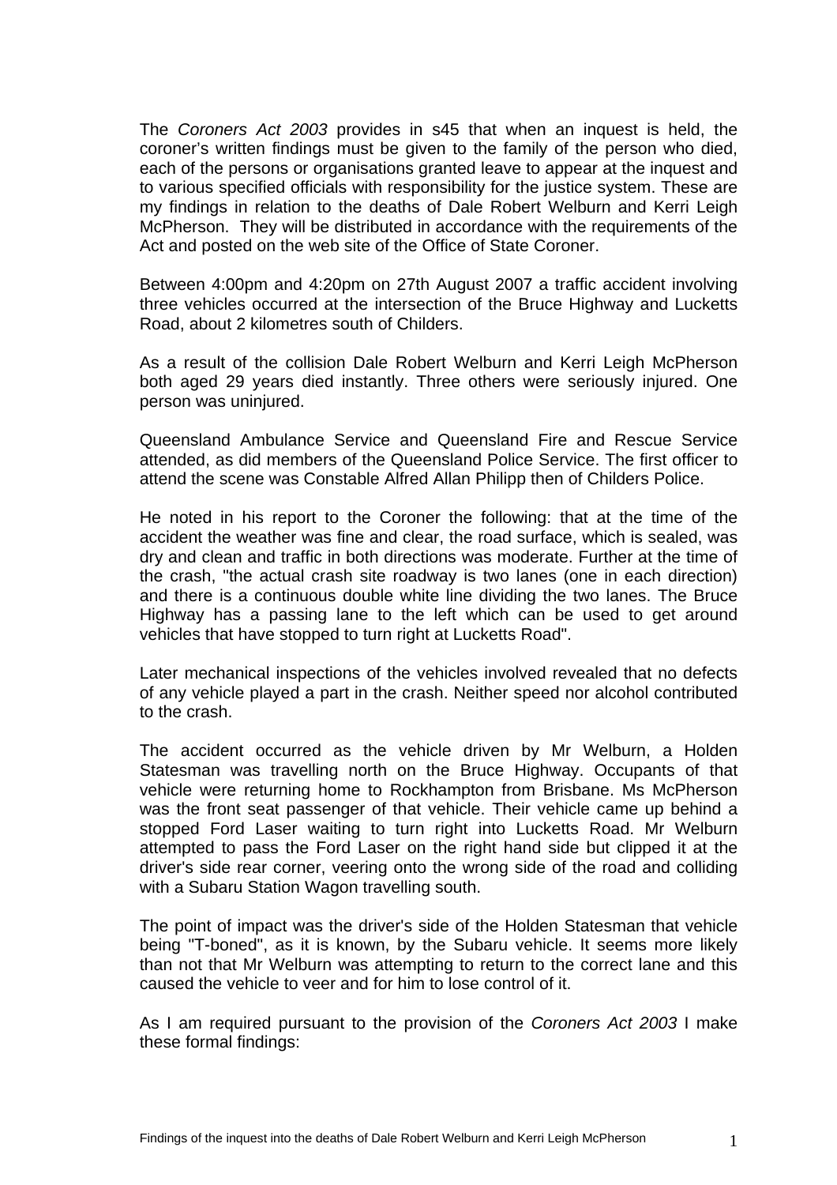The *Coroners Act 2003* provides in s45 that when an inquest is held, the coroner's written findings must be given to the family of the person who died, each of the persons or organisations granted leave to appear at the inquest and to various specified officials with responsibility for the justice system. These are my findings in relation to the deaths of Dale Robert Welburn and Kerri Leigh McPherson. They will be distributed in accordance with the requirements of the Act and posted on the web site of the Office of State Coroner.

Between 4:00pm and 4:20pm on 27th August 2007 a traffic accident involving three vehicles occurred at the intersection of the Bruce Highway and Lucketts Road, about 2 kilometres south of Childers.

As a result of the collision Dale Robert Welburn and Kerri Leigh McPherson both aged 29 years died instantly. Three others were seriously injured. One person was uninjured.

Queensland Ambulance Service and Queensland Fire and Rescue Service attended, as did members of the Queensland Police Service. The first officer to attend the scene was Constable Alfred Allan Philipp then of Childers Police.

He noted in his report to the Coroner the following: that at the time of the accident the weather was fine and clear, the road surface, which is sealed, was dry and clean and traffic in both directions was moderate. Further at the time of the crash, "the actual crash site roadway is two lanes (one in each direction) and there is a continuous double white line dividing the two lanes. The Bruce Highway has a passing lane to the left which can be used to get around vehicles that have stopped to turn right at Lucketts Road".

Later mechanical inspections of the vehicles involved revealed that no defects of any vehicle played a part in the crash. Neither speed nor alcohol contributed to the crash.

The accident occurred as the vehicle driven by Mr Welburn, a Holden Statesman was travelling north on the Bruce Highway. Occupants of that vehicle were returning home to Rockhampton from Brisbane. Ms McPherson was the front seat passenger of that vehicle. Their vehicle came up behind a stopped Ford Laser waiting to turn right into Lucketts Road. Mr Welburn attempted to pass the Ford Laser on the right hand side but clipped it at the driver's side rear corner, veering onto the wrong side of the road and colliding with a Subaru Station Wagon travelling south.

The point of impact was the driver's side of the Holden Statesman that vehicle being "T-boned", as it is known, by the Subaru vehicle. It seems more likely than not that Mr Welburn was attempting to return to the correct lane and this caused the vehicle to veer and for him to lose control of it.

As I am required pursuant to the provision of the *Coroners Act 2003* I make these formal findings: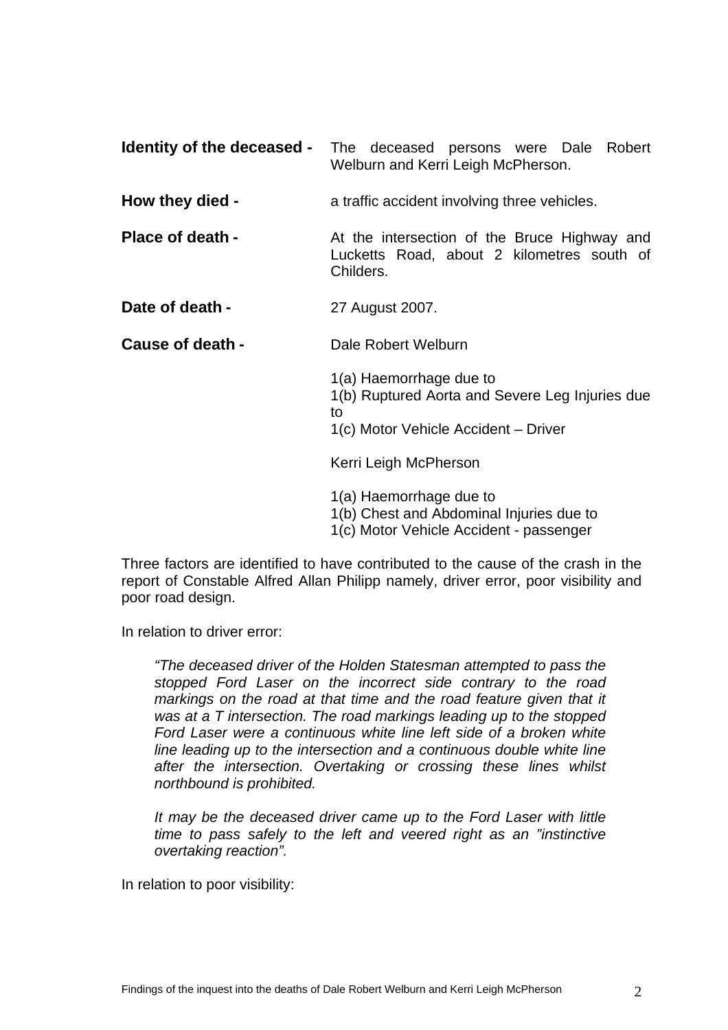**Identity of the deceased -** The deceased persons were Dale Robert Welburn and Kerri Leigh McPherson.

**How they died -** a traffic accident involving three vehicles.

**Place of death -** At the intersection of the Bruce Highway and Lucketts Road, about 2 kilometres south of Childers.

**Date of death -** 27 August 2007.

**Cause of death -** Dale Robert Welburn

1(a) Haemorrhage due to
1(b) Ruptured Aorta and Severe Leg Injuries due to
1(c) Motor Vehicle Accident – Driver

Kerri Leigh McPherson

1(a) Haemorrhage due to
1(b) Chest and Abdominal Injuries due to
1(c) Motor Vehicle Accident - passenger

Three factors are identified to have contributed to the cause of the crash in the report of Constable Alfred Allan Philipp namely, driver error, poor visibility and poor road design.

In relation to driver error:

> *"The deceased driver of the Holden Statesman attempted to pass the stopped Ford Laser on the incorrect side contrary to the road markings on the road at that time and the road feature given that it was at a T intersection. The road markings leading up to the stopped Ford Laser were a continuous white line left side of a broken white line leading up to the intersection and a continuous double white line after the intersection. Overtaking or crossing these lines whilst northbound is prohibited.*
>
> *It may be the deceased driver came up to the Ford Laser with little time to pass safely to the left and veered right as an "instinctive overtaking reaction".*

In relation to poor visibility: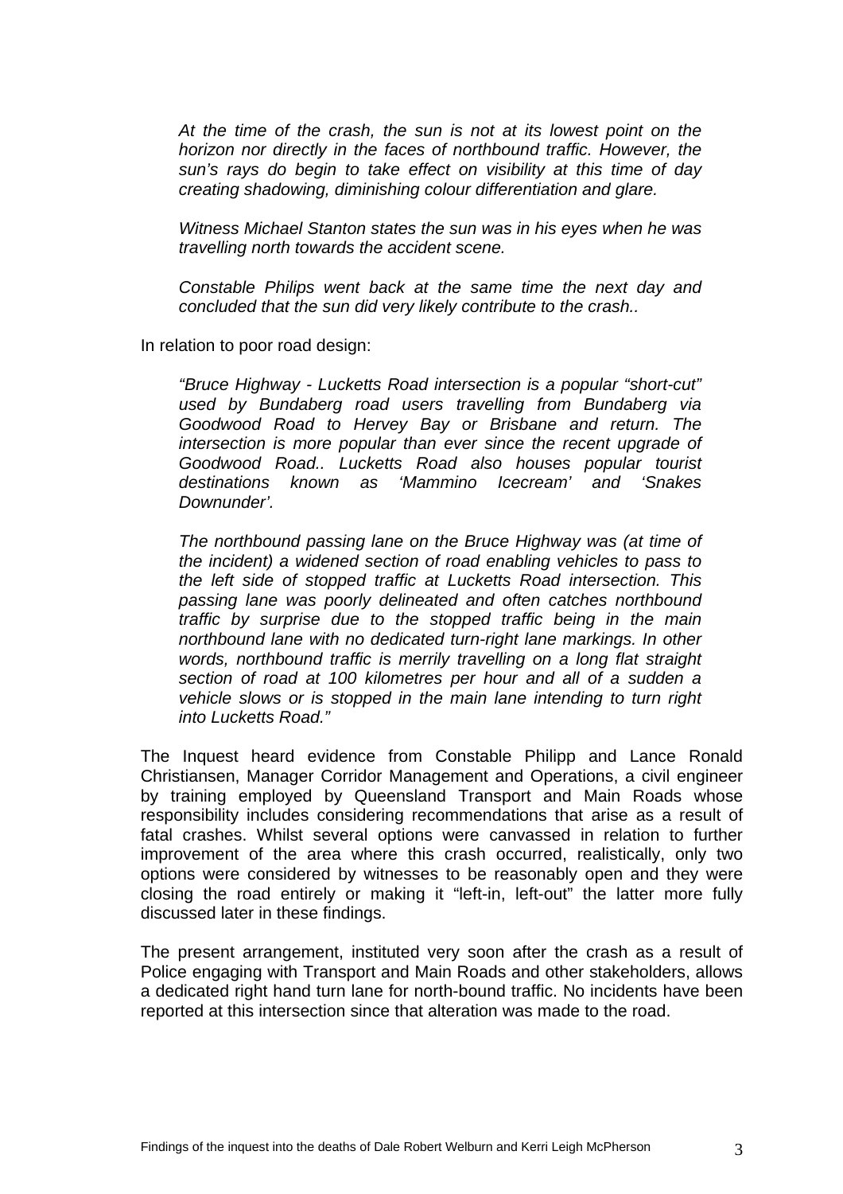*At the time of the crash, the sun is not at its lowest point on the horizon nor directly in the faces of northbound traffic. However, the sun's rays do begin to take effect on visibility at this time of day creating shadowing, diminishing colour differentiation and glare.*

*Witness Michael Stanton states the sun was in his eyes when he was travelling north towards the accident scene.*

*Constable Philips went back at the same time the next day and concluded that the sun did very likely contribute to the crash..*

In relation to poor road design:

*"Bruce Highway - Lucketts Road intersection is a popular "short-cut" used by Bundaberg road users travelling from Bundaberg via Goodwood Road to Hervey Bay or Brisbane and return. The intersection is more popular than ever since the recent upgrade of Goodwood Road.. Lucketts Road also houses popular tourist destinations known as 'Mammino Icecream' and 'Snakes Downunder'.*

*The northbound passing lane on the Bruce Highway was (at time of the incident) a widened section of road enabling vehicles to pass to the left side of stopped traffic at Lucketts Road intersection. This passing lane was poorly delineated and often catches northbound traffic by surprise due to the stopped traffic being in the main northbound lane with no dedicated turn-right lane markings. In other words, northbound traffic is merrily travelling on a long flat straight section of road at 100 kilometres per hour and all of a sudden a vehicle slows or is stopped in the main lane intending to turn right into Lucketts Road."*

The Inquest heard evidence from Constable Philipp and Lance Ronald Christiansen, Manager Corridor Management and Operations, a civil engineer by training employed by Queensland Transport and Main Roads whose responsibility includes considering recommendations that arise as a result of fatal crashes. Whilst several options were canvassed in relation to further improvement of the area where this crash occurred, realistically, only two options were considered by witnesses to be reasonably open and they were closing the road entirely or making it "left-in, left-out" the latter more fully discussed later in these findings.

The present arrangement, instituted very soon after the crash as a result of Police engaging with Transport and Main Roads and other stakeholders, allows a dedicated right hand turn lane for north-bound traffic. No incidents have been reported at this intersection since that alteration was made to the road.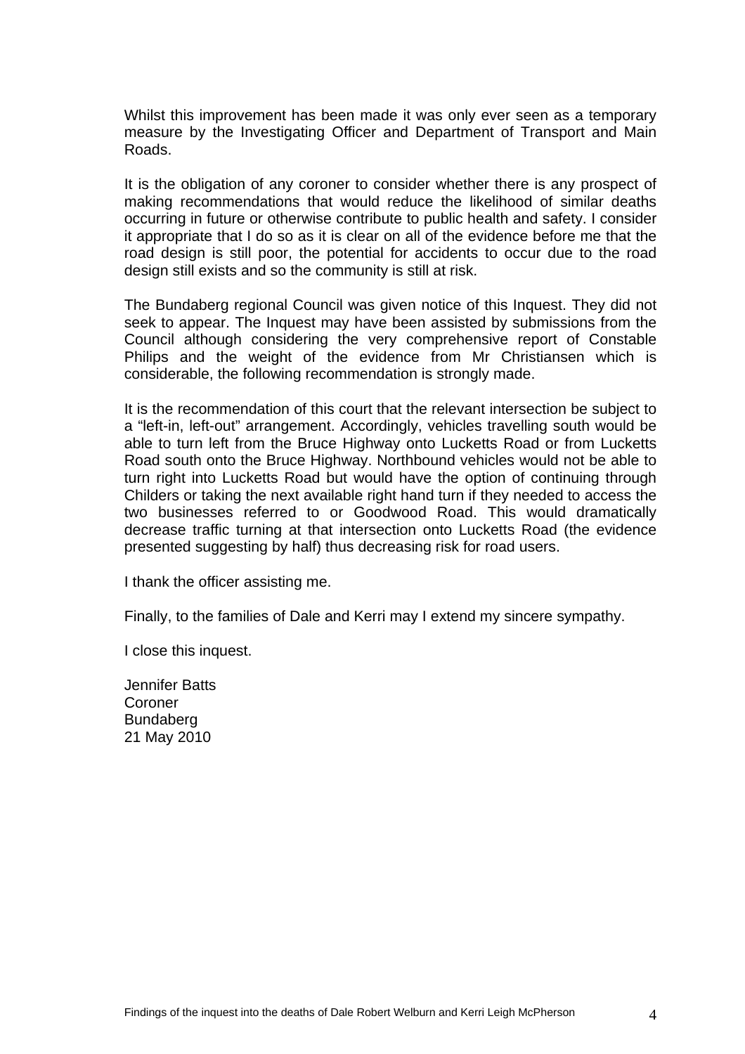Whilst this improvement has been made it was only ever seen as a temporary measure by the Investigating Officer and Department of Transport and Main Roads.

It is the obligation of any coroner to consider whether there is any prospect of making recommendations that would reduce the likelihood of similar deaths occurring in future or otherwise contribute to public health and safety. I consider it appropriate that I do so as it is clear on all of the evidence before me that the road design is still poor, the potential for accidents to occur due to the road design still exists and so the community is still at risk.

The Bundaberg regional Council was given notice of this Inquest. They did not seek to appear. The Inquest may have been assisted by submissions from the Council although considering the very comprehensive report of Constable Philips and the weight of the evidence from Mr Christiansen which is considerable, the following recommendation is strongly made.

It is the recommendation of this court that the relevant intersection be subject to a "left-in, left-out" arrangement. Accordingly, vehicles travelling south would be able to turn left from the Bruce Highway onto Lucketts Road or from Lucketts Road south onto the Bruce Highway. Northbound vehicles would not be able to turn right into Lucketts Road but would have the option of continuing through Childers or taking the next available right hand turn if they needed to access the two businesses referred to or Goodwood Road. This would dramatically decrease traffic turning at that intersection onto Lucketts Road (the evidence presented suggesting by half) thus decreasing risk for road users.

I thank the officer assisting me.

Finally, to the families of Dale and Kerri may I extend my sincere sympathy.

I close this inquest.

Jennifer Batts
Coroner
Bundaberg
21 May 2010